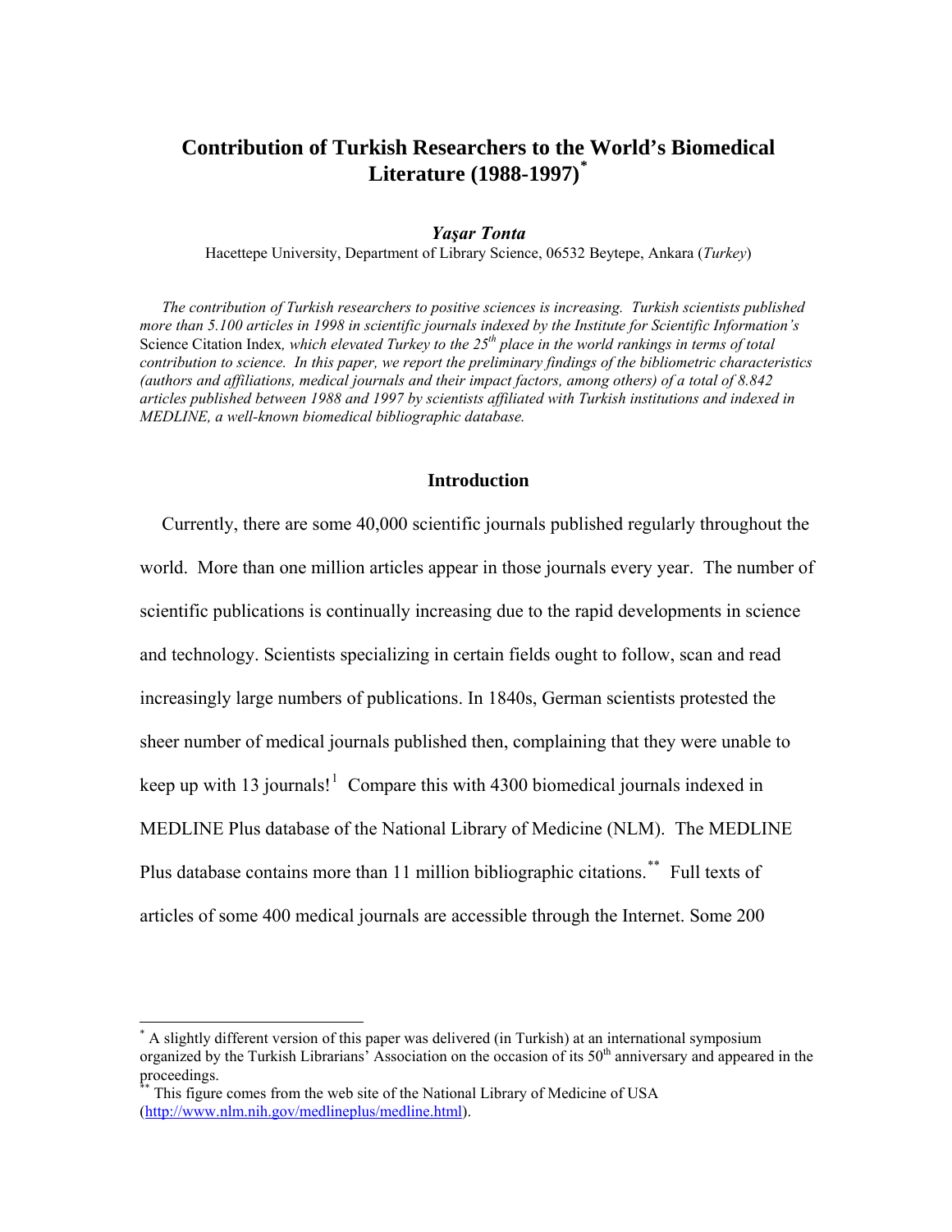# Contribution of Turkish Researchers to the World's Biomedical Literature (1988-1997)[*]

***Yaşar Tonta***

Hacettepe University, Department of Library Science, 06532 Beytepe, Ankara (*Turkey*)

*The contribution of Turkish researchers to positive sciences is increasing. Turkish scientists published more than 5.100 articles in 1998 in scientific journals indexed by the Institute for Scientific Information's* Science Citation Index*, which elevated Turkey to the 25th place in the world rankings in terms of total contribution to science. In this paper, we report the preliminary findings of the bibliometric characteristics (authors and affiliations, medical journals and their impact factors, among others) of a total of 8.842 articles published between 1988 and 1997 by scientists affiliated with Turkish institutions and indexed in MEDLINE, a well-known biomedical bibliographic database.*

## Introduction

Currently, there are some 40,000 scientific journals published regularly throughout the world. More than one million articles appear in those journals every year. The number of scientific publications is continually increasing due to the rapid developments in science and technology. Scientists specializing in certain fields ought to follow, scan and read increasingly large numbers of publications. In 1840s, German scientists protested the sheer number of medical journals published then, complaining that they were unable to keep up with 13 journals![1] Compare this with 4300 biomedical journals indexed in MEDLINE Plus database of the National Library of Medicine (NLM). The MEDLINE Plus database contains more than 11 million bibliographic citations.[**] Full texts of articles of some 400 medical journals are accessible through the Internet. Some 200

---

[*] A slightly different version of this paper was delivered (in Turkish) at an international symposium organized by the Turkish Librarians' Association on the occasion of its 50th anniversary and appeared in the proceedings.

[**] This figure comes from the web site of the National Library of Medicine of USA (http://www.nlm.nih.gov/medlineplus/medline.html).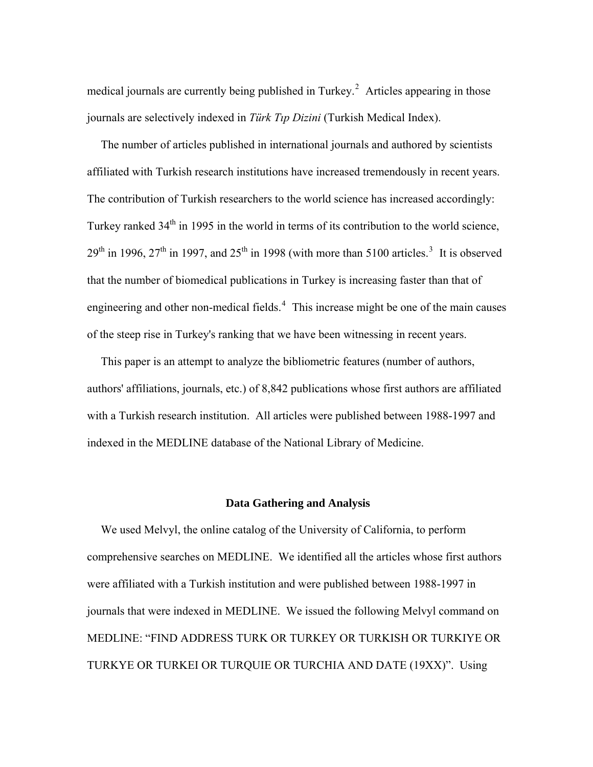medical journals are currently being published in Turkey.[2] Articles appearing in those journals are selectively indexed in *Türk Tıp Dizini* (Turkish Medical Index).

The number of articles published in international journals and authored by scientists affiliated with Turkish research institutions have increased tremendously in recent years. The contribution of Turkish researchers to the world science has increased accordingly: Turkey ranked 34th in 1995 in the world in terms of its contribution to the world science, 29th in 1996, 27th in 1997, and 25th in 1998 (with more than 5100 articles.[3] It is observed that the number of biomedical publications in Turkey is increasing faster than that of engineering and other non-medical fields.[4] This increase might be one of the main causes of the steep rise in Turkey's ranking that we have been witnessing in recent years.

This paper is an attempt to analyze the bibliometric features (number of authors, authors' affiliations, journals, etc.) of 8,842 publications whose first authors are affiliated with a Turkish research institution. All articles were published between 1988-1997 and indexed in the MEDLINE database of the National Library of Medicine.

## Data Gathering and Analysis

We used Melvyl, the online catalog of the University of California, to perform comprehensive searches on MEDLINE. We identified all the articles whose first authors were affiliated with a Turkish institution and were published between 1988-1997 in journals that were indexed in MEDLINE. We issued the following Melvyl command on MEDLINE: "FIND ADDRESS TURK OR TURKEY OR TURKISH OR TURKIYE OR TURKYE OR TURKEI OR TURQUIE OR TURCHIA AND DATE (19XX)". Using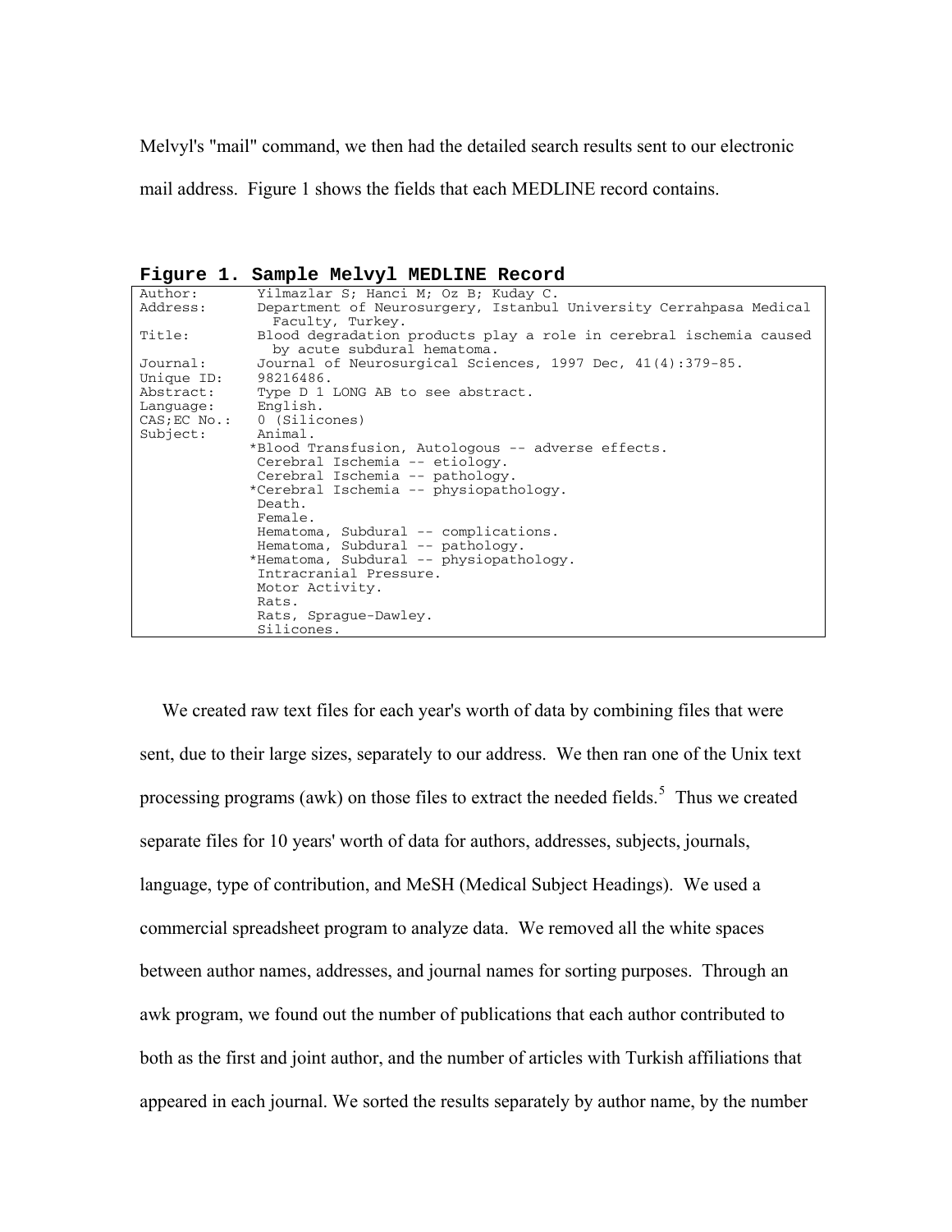Melvyl's "mail" command, we then had the detailed search results sent to our electronic mail address. Figure 1 shows the fields that each MEDLINE record contains.

**Figure 1. Sample Melvyl MEDLINE Record**

```
Author:       Yilmazlar S; Hanci M; Oz B; Kuday C.
Address:      Department of Neurosurgery, Istanbul University Cerrahpasa Medical
                Faculty, Turkey.
Title:        Blood degradation products play a role in cerebral ischemia caused
                by acute subdural hematoma.
Journal:      Journal of Neurosurgical Sciences, 1997 Dec, 41(4):379-85.
Unique ID:    98216486.
Abstract:     Type D 1 LONG AB to see abstract.
Language:     English.
CAS;EC No.:   0 (Silicones)
Subject:      Animal.
             *Blood Transfusion, Autologous -- adverse effects.
              Cerebral Ischemia -- etiology.
              Cerebral Ischemia -- pathology.
             *Cerebral Ischemia -- physiopathology.
              Death.
              Female.
              Hematoma, Subdural -- complications.
              Hematoma, Subdural -- pathology.
             *Hematoma, Subdural -- physiopathology.
              Intracranial Pressure.
              Motor Activity.
              Rats.
              Rats, Sprague-Dawley.
              Silicones.
```

We created raw text files for each year's worth of data by combining files that were sent, due to their large sizes, separately to our address. We then ran one of the Unix text processing programs (awk) on those files to extract the needed fields.[5] Thus we created separate files for 10 years' worth of data for authors, addresses, subjects, journals, language, type of contribution, and MeSH (Medical Subject Headings). We used a commercial spreadsheet program to analyze data. We removed all the white spaces between author names, addresses, and journal names for sorting purposes. Through an awk program, we found out the number of publications that each author contributed to both as the first and joint author, and the number of articles with Turkish affiliations that appeared in each journal. We sorted the results separately by author name, by the number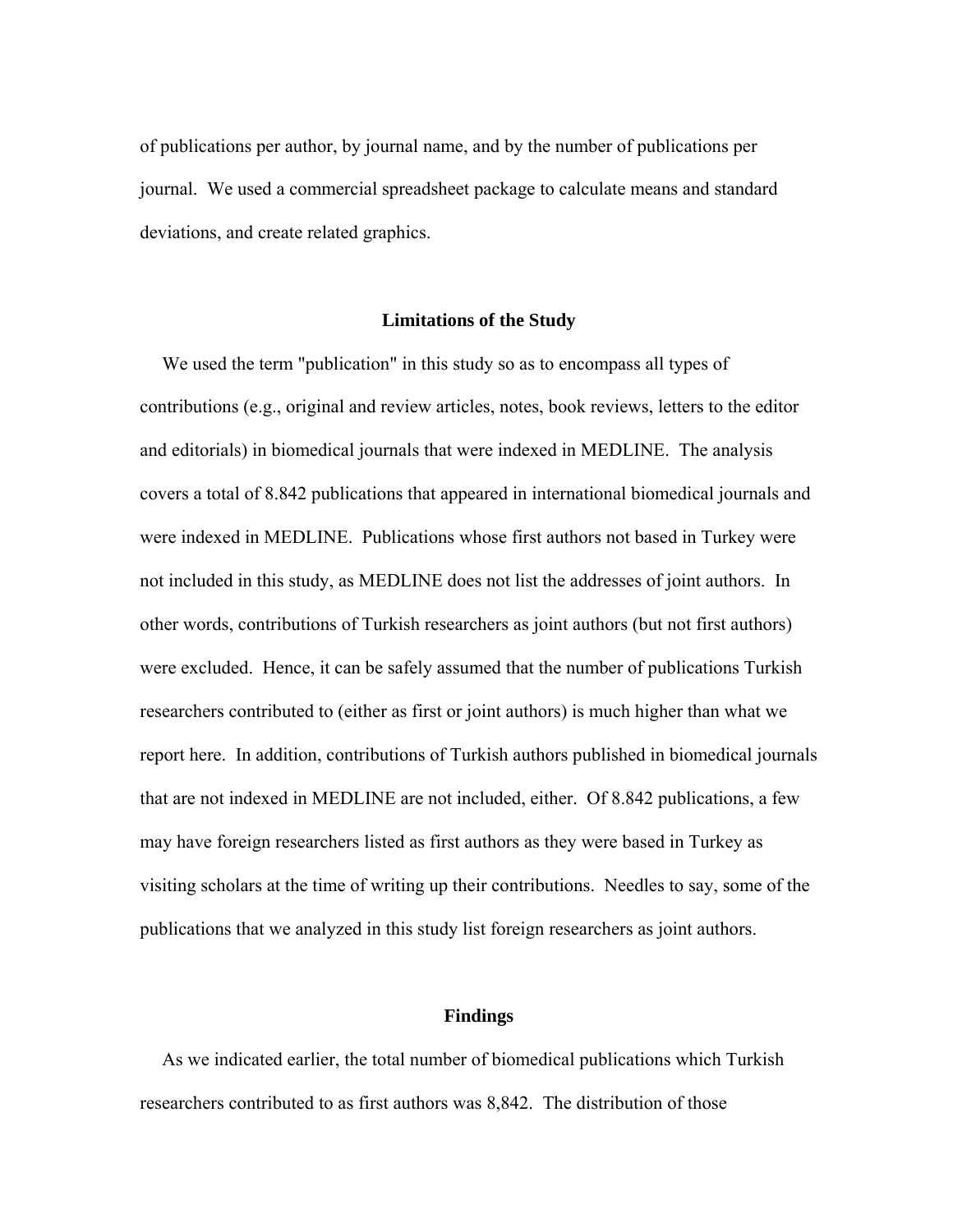of publications per author, by journal name, and by the number of publications per journal. We used a commercial spreadsheet package to calculate means and standard deviations, and create related graphics.

## Limitations of the Study

We used the term "publication" in this study so as to encompass all types of contributions (e.g., original and review articles, notes, book reviews, letters to the editor and editorials) in biomedical journals that were indexed in MEDLINE. The analysis covers a total of 8.842 publications that appeared in international biomedical journals and were indexed in MEDLINE. Publications whose first authors not based in Turkey were not included in this study, as MEDLINE does not list the addresses of joint authors. In other words, contributions of Turkish researchers as joint authors (but not first authors) were excluded. Hence, it can be safely assumed that the number of publications Turkish researchers contributed to (either as first or joint authors) is much higher than what we report here. In addition, contributions of Turkish authors published in biomedical journals that are not indexed in MEDLINE are not included, either. Of 8.842 publications, a few may have foreign researchers listed as first authors as they were based in Turkey as visiting scholars at the time of writing up their contributions. Needles to say, some of the publications that we analyzed in this study list foreign researchers as joint authors.

## Findings

As we indicated earlier, the total number of biomedical publications which Turkish researchers contributed to as first authors was 8,842. The distribution of those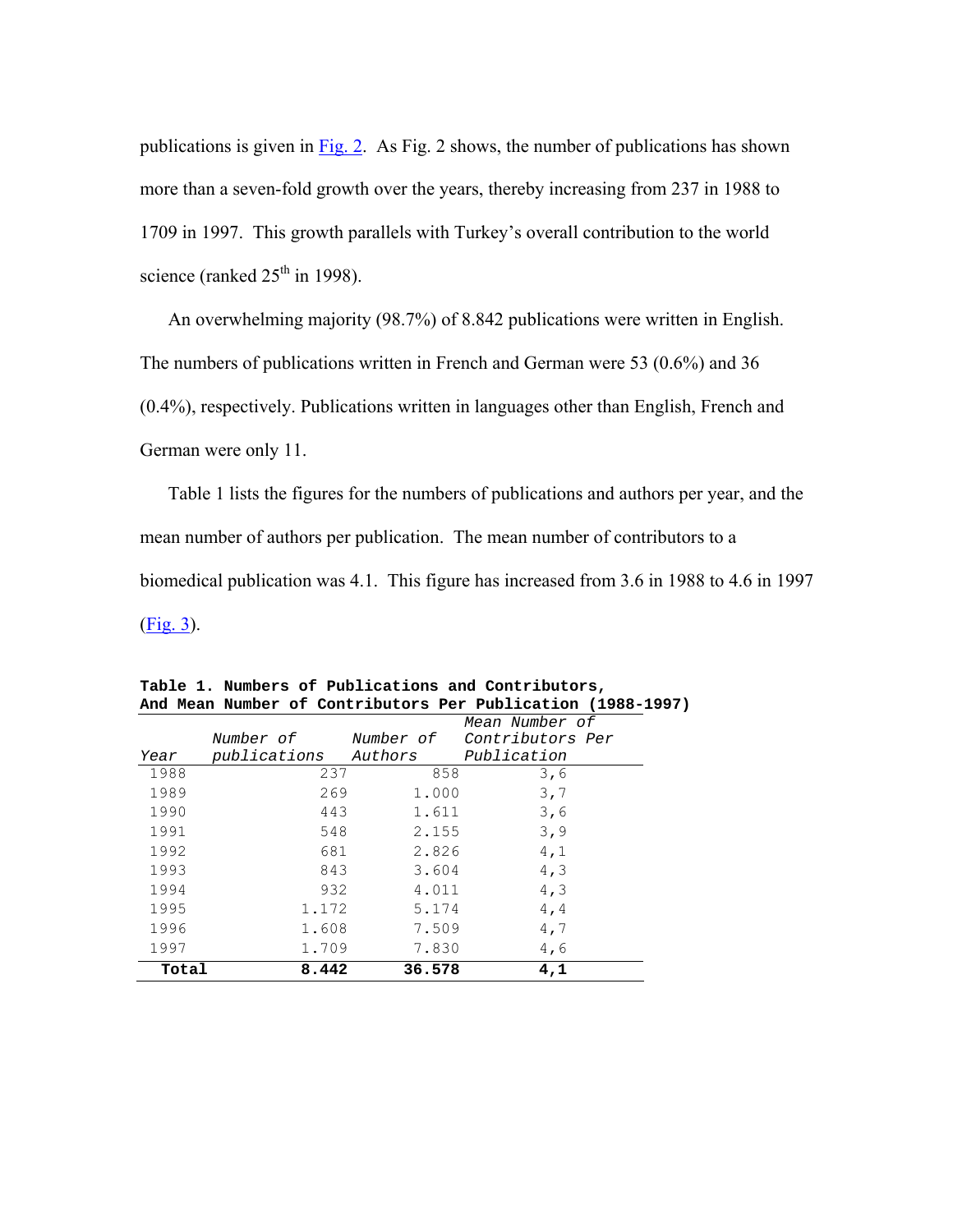publications is given in [Fig. 2](#). As Fig. 2 shows, the number of publications has shown more than a seven-fold growth over the years, thereby increasing from 237 in 1988 to 1709 in 1997. This growth parallels with Turkey's overall contribution to the world science (ranked 25th in 1998).

An overwhelming majority (98.7%) of 8.842 publications were written in English. The numbers of publications written in French and German were 53 (0.6%) and 36 (0.4%), respectively. Publications written in languages other than English, French and German were only 11.

Table 1 lists the figures for the numbers of publications and authors per year, and the mean number of authors per publication. The mean number of contributors to a biomedical publication was 4.1. This figure has increased from 3.6 in 1988 to 4.6 in 1997 ([Fig. 3](#)).

**Table 1. Numbers of Publications and Contributors, And Mean Number of Contributors Per Publication (1988-1997)**

| *Year* | *Number of publications* | *Number of Authors* | *Mean Number of Contributors Per Publication* |
|---|---|---|---|
| 1988 | 237 | 858 | 3,6 |
| 1989 | 269 | 1.000 | 3,7 |
| 1990 | 443 | 1.611 | 3,6 |
| 1991 | 548 | 2.155 | 3,9 |
| 1992 | 681 | 2.826 | 4,1 |
| 1993 | 843 | 3.604 | 4,3 |
| 1994 | 932 | 4.011 | 4,3 |
| 1995 | 1.172 | 5.174 | 4,4 |
| 1996 | 1.608 | 7.509 | 4,7 |
| 1997 | 1.709 | 7.830 | 4,6 |
| **Total** | **8.442** | **36.578** | **4,1** |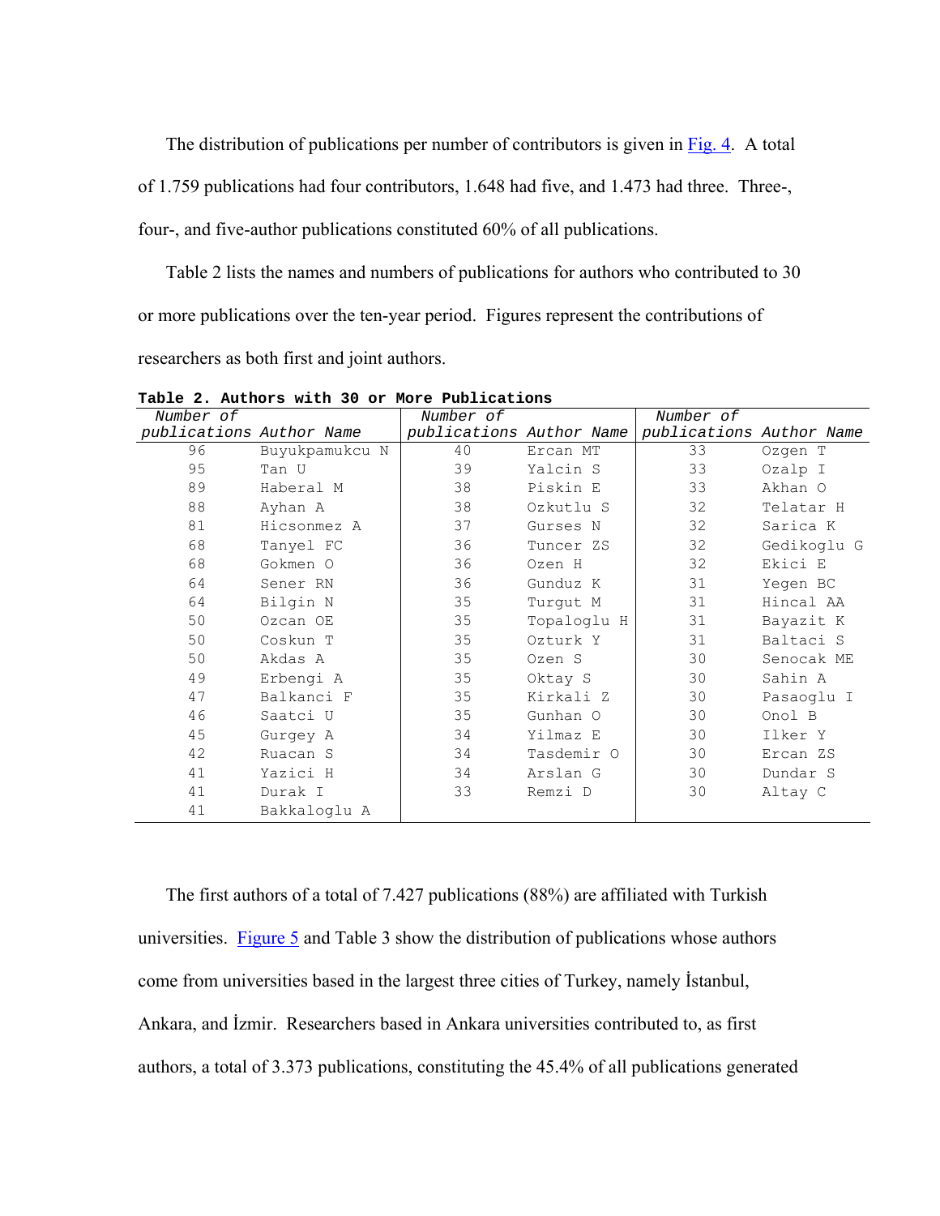The distribution of publications per number of contributors is given in Fig. 4. A total of 1.759 publications had four contributors, 1.648 had five, and 1.473 had three. Three-, four-, and five-author publications constituted 60% of all publications.

Table 2 lists the names and numbers of publications for authors who contributed to 30 or more publications over the ten-year period. Figures represent the contributions of researchers as both first and joint authors.

**Table 2. Authors with 30 or More Publications**

| *Number of publications* | *Author Name* | *Number of publications* | *Author Name* | *Number of publications* | *Author Name* |
|---|---|---|---|---|---|
| 96 | Buyukpamukcu N | 40 | Ercan MT | 33 | Ozgen T |
| 95 | Tan U | 39 | Yalcin S | 33 | Ozalp I |
| 89 | Haberal M | 38 | Piskin E | 33 | Akhan O |
| 88 | Ayhan A | 38 | Ozkutlu S | 32 | Telatar H |
| 81 | Hicsonmez A | 37 | Gurses N | 32 | Sarica K |
| 68 | Tanyel FC | 36 | Tuncer ZS | 32 | Gedikoglu G |
| 68 | Gokmen O | 36 | Ozen H | 32 | Ekici E |
| 64 | Sener RN | 36 | Gunduz K | 31 | Yegen BC |
| 64 | Bilgin N | 35 | Turgut M | 31 | Hincal AA |
| 50 | Ozcan OE | 35 | Topaloglu H | 31 | Bayazit K |
| 50 | Coskun T | 35 | Ozturk Y | 31 | Baltaci S |
| 50 | Akdas A | 35 | Ozen S | 30 | Senocak ME |
| 49 | Erbengi A | 35 | Oktay S | 30 | Sahin A |
| 47 | Balkanci F | 35 | Kirkali Z | 30 | Pasaoglu I |
| 46 | Saatci U | 35 | Gunhan O | 30 | Onol B |
| 45 | Gurgey A | 34 | Yilmaz E | 30 | Ilker Y |
| 42 | Ruacan S | 34 | Tasdemir O | 30 | Ercan ZS |
| 41 | Yazici H | 34 | Arslan G | 30 | Dundar S |
| 41 | Durak I | 33 | Remzi D | 30 | Altay C |
| 41 | Bakkaloglu A | | | | |

The first authors of a total of 7.427 publications (88%) are affiliated with Turkish universities. Figure 5 and Table 3 show the distribution of publications whose authors come from universities based in the largest three cities of Turkey, namely İstanbul, Ankara, and İzmir. Researchers based in Ankara universities contributed to, as first authors, a total of 3.373 publications, constituting the 45.4% of all publications generated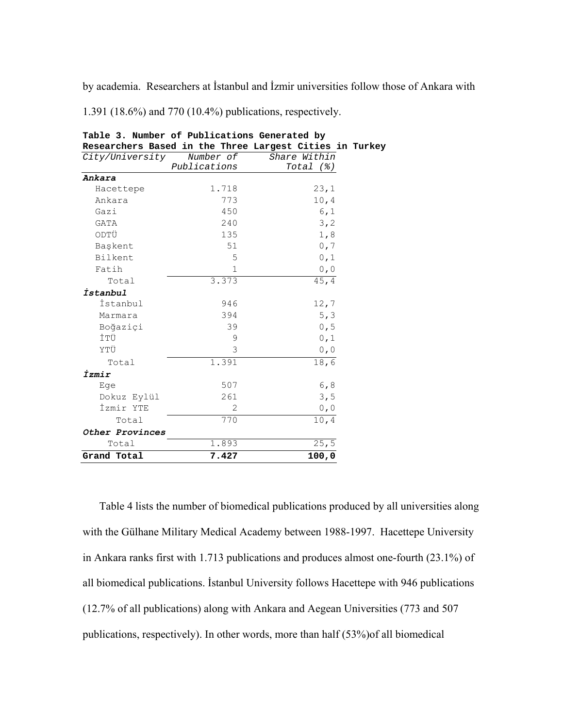by academia. Researchers at İstanbul and İzmir universities follow those of Ankara with 1.391 (18.6%) and 770 (10.4%) publications, respectively.

**Table 3. Number of Publications Generated by Researchers Based in the Three Largest Cities in Turkey**

| *City/University* | *Number of Publications* | *Share Within Total (%)* |
|---|---|---|
| ***Ankara*** | | |
| Hacettepe | 1.718 | 23,1 |
| Ankara | 773 | 10,4 |
| Gazi | 450 | 6,1 |
| GATA | 240 | 3,2 |
| ODTÜ | 135 | 1,8 |
| Başkent | 51 | 0,7 |
| Bilkent | 5 | 0,1 |
| Fatih | 1 | 0,0 |
| Total | 3.373 | 45,4 |
| ***İstanbul*** | | |
| İstanbul | 946 | 12,7 |
| Marmara | 394 | 5,3 |
| Boğaziçi | 39 | 0,5 |
| İTÜ | 9 | 0,1 |
| YTÜ | 3 | 0,0 |
| Total | 1.391 | 18,6 |
| ***İzmir*** | | |
| Ege | 507 | 6,8 |
| Dokuz Eylül | 261 | 3,5 |
| İzmir YTE | 2 | 0,0 |
| Total | 770 | 10,4 |
| ***Other Provinces*** | | |
| Total | 1.893 | 25,5 |
| **Grand Total** | **7.427** | **100,0** |

Table 4 lists the number of biomedical publications produced by all universities along with the Gülhane Military Medical Academy between 1988-1997. Hacettepe University in Ankara ranks first with 1.713 publications and produces almost one-fourth (23.1%) of all biomedical publications. İstanbul University follows Hacettepe with 946 publications (12.7% of all publications) along with Ankara and Aegean Universities (773 and 507 publications, respectively). In other words, more than half (53%)of all biomedical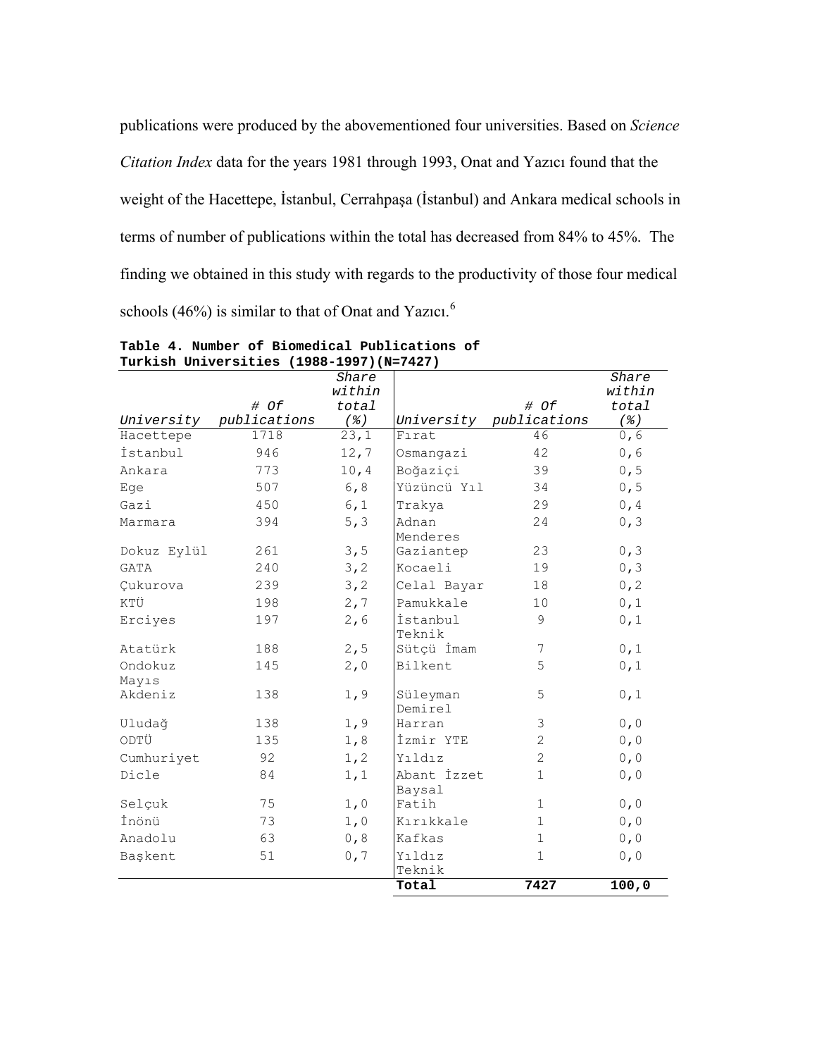publications were produced by the abovementioned four universities. Based on *Science Citation Index* data for the years 1981 through 1993, Onat and Yazıcı found that the weight of the Hacettepe, İstanbul, Cerrahpaşa (İstanbul) and Ankara medical schools in terms of number of publications within the total has decreased from 84% to 45%. The finding we obtained in this study with regards to the productivity of those four medical schools (46%) is similar to that of Onat and Yazıcı.[6]

**Table 4. Number of Biomedical Publications of Turkish Universities (1988-1997)(N=7427)**

| *University* | *# Of publications* | *Share within total (%)* | *University* | *# Of publications* | *Share within total (%)* |
|---|---|---|---|---|---|
| Hacettepe | 1718 | 23,1 | Fırat | 46 | 0,6 |
| İstanbul | 946 | 12,7 | Osmangazi | 42 | 0,6 |
| Ankara | 773 | 10,4 | Boğaziçi | 39 | 0,5 |
| Ege | 507 | 6,8 | Yüzüncü Yıl | 34 | 0,5 |
| Gazi | 450 | 6,1 | Trakya | 29 | 0,4 |
| Marmara | 394 | 5,3 | Adnan Menderes | 24 | 0,3 |
| Dokuz Eylül | 261 | 3,5 | Gaziantep | 23 | 0,3 |
| GATA | 240 | 3,2 | Kocaeli | 19 | 0,3 |
| Çukurova | 239 | 3,2 | Celal Bayar | 18 | 0,2 |
| KTÜ | 198 | 2,7 | Pamukkale | 10 | 0,1 |
| Erciyes | 197 | 2,6 | İstanbul Teknik | 9 | 0,1 |
| Atatürk | 188 | 2,5 | Sütçü İmam | 7 | 0,1 |
| Ondokuz Mayıs | 145 | 2,0 | Bilkent | 5 | 0,1 |
| Akdeniz | 138 | 1,9 | Süleyman Demirel | 5 | 0,1 |
| Uludağ | 138 | 1,9 | Harran | 3 | 0,0 |
| ODTÜ | 135 | 1,8 | İzmir YTE | 2 | 0,0 |
| Cumhuriyet | 92 | 1,2 | Yıldız | 2 | 0,0 |
| Dicle | 84 | 1,1 | Abant İzzet Baysal | 1 | 0,0 |
| Selçuk | 75 | 1,0 | Fatih | 1 | 0,0 |
| İnönü | 73 | 1,0 | Kırıkkale | 1 | 0,0 |
| Anadolu | 63 | 0,8 | Kafkas | 1 | 0,0 |
| Başkent | 51 | 0,7 | Yıldız Teknik | 1 | 0,0 |
| | | | **Total** | **7427** | **100,0** |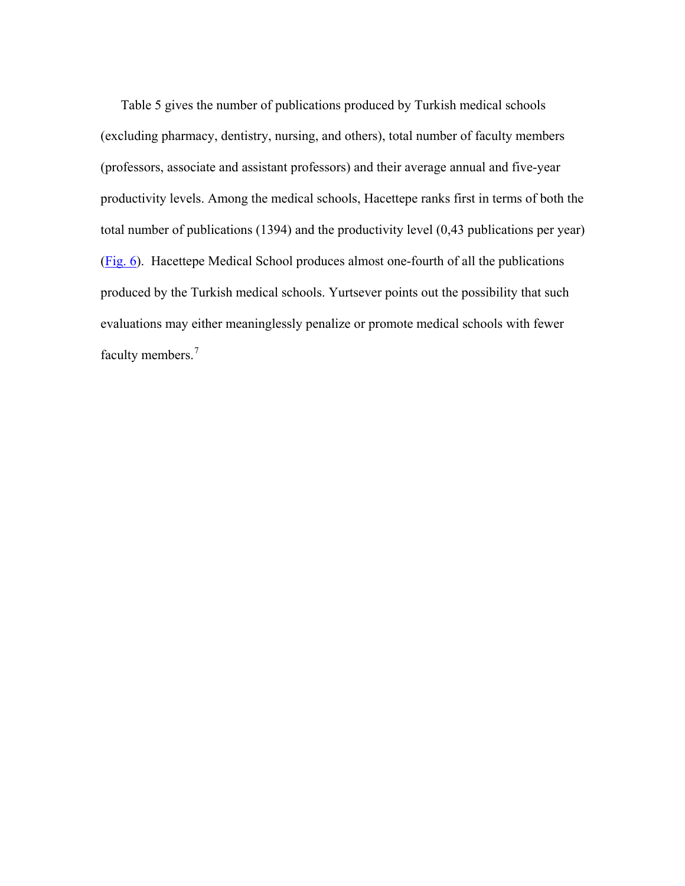Table 5 gives the number of publications produced by Turkish medical schools (excluding pharmacy, dentistry, nursing, and others), total number of faculty members (professors, associate and assistant professors) and their average annual and five-year productivity levels. Among the medical schools, Hacettepe ranks first in terms of both the total number of publications (1394) and the productivity level (0,43 publications per year) (Fig. 6). Hacettepe Medical School produces almost one-fourth of all the publications produced by the Turkish medical schools. Yurtsever points out the possibility that such evaluations may either meaninglessly penalize or promote medical schools with fewer faculty members.[7]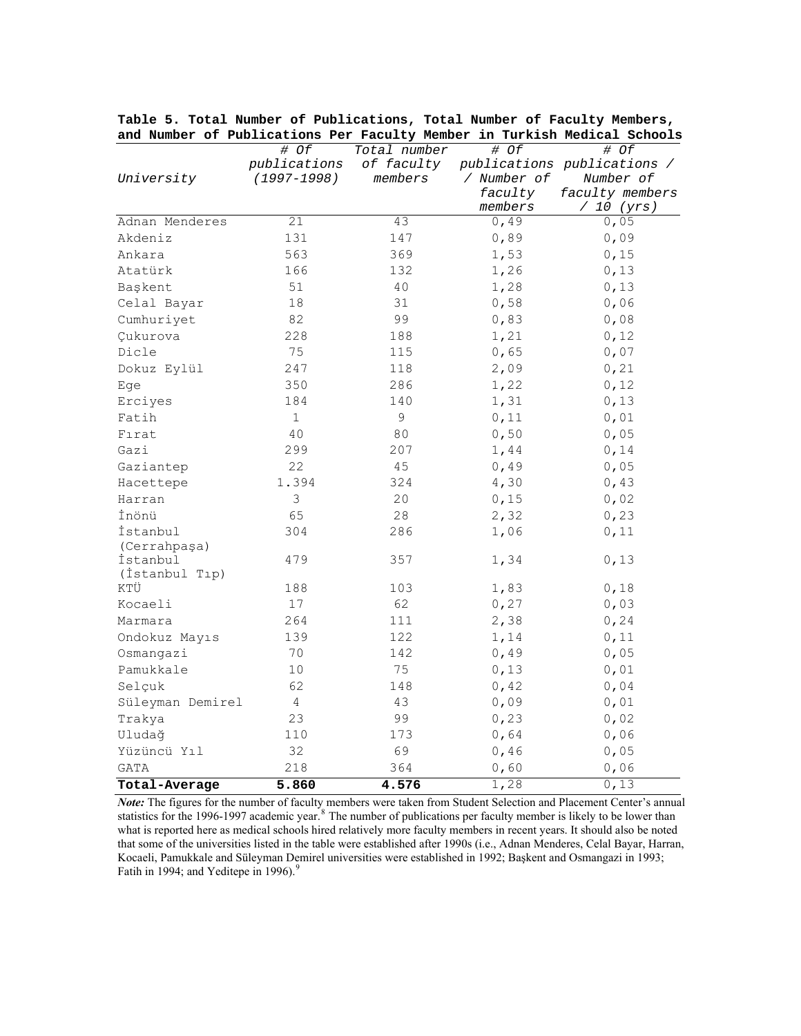**Table 5. Total Number of Publications, Total Number of Faculty Members, and Number of Publications Per Faculty Member in Turkish Medical Schools**

| *University* | *# Of publications (1997-1998)* | *Total number of faculty members* | *# Of publications / Number of faculty members* | *# Of publications / Number of faculty members / 10 (yrs)* |
|---|---|---|---|---|
| Adnan Menderes | 21 | 43 | 0,49 | 0,05 |
| Akdeniz | 131 | 147 | 0,89 | 0,09 |
| Ankara | 563 | 369 | 1,53 | 0,15 |
| Atatürk | 166 | 132 | 1,26 | 0,13 |
| Başkent | 51 | 40 | 1,28 | 0,13 |
| Celal Bayar | 18 | 31 | 0,58 | 0,06 |
| Cumhuriyet | 82 | 99 | 0,83 | 0,08 |
| Çukurova | 228 | 188 | 1,21 | 0,12 |
| Dicle | 75 | 115 | 0,65 | 0,07 |
| Dokuz Eylül | 247 | 118 | 2,09 | 0,21 |
| Ege | 350 | 286 | 1,22 | 0,12 |
| Erciyes | 184 | 140 | 1,31 | 0,13 |
| Fatih | 1 | 9 | 0,11 | 0,01 |
| Fırat | 40 | 80 | 0,50 | 0,05 |
| Gazi | 299 | 207 | 1,44 | 0,14 |
| Gaziantep | 22 | 45 | 0,49 | 0,05 |
| Hacettepe | 1.394 | 324 | 4,30 | 0,43 |
| Harran | 3 | 20 | 0,15 | 0,02 |
| İnönü | 65 | 28 | 2,32 | 0,23 |
| İstanbul (Cerrahpaşa) | 304 | 286 | 1,06 | 0,11 |
| İstanbul (İstanbul Tıp) | 479 | 357 | 1,34 | 0,13 |
| KTÜ | 188 | 103 | 1,83 | 0,18 |
| Kocaeli | 17 | 62 | 0,27 | 0,03 |
| Marmara | 264 | 111 | 2,38 | 0,24 |
| Ondokuz Mayıs | 139 | 122 | 1,14 | 0,11 |
| Osmangazi | 70 | 142 | 0,49 | 0,05 |
| Pamukkale | 10 | 75 | 0,13 | 0,01 |
| Selçuk | 62 | 148 | 0,42 | 0,04 |
| Süleyman Demirel | 4 | 43 | 0,09 | 0,01 |
| Trakya | 23 | 99 | 0,23 | 0,02 |
| Uludağ | 110 | 173 | 0,64 | 0,06 |
| Yüzüncü Yıl | 32 | 69 | 0,46 | 0,05 |
| GATA | 218 | 364 | 0,60 | 0,06 |
| **Total-Average** | **5.860** | **4.576** | 1,28 | 0,13 |

***Note:*** The figures for the number of faculty members were taken from Student Selection and Placement Center's annual statistics for the 1996-1997 academic year.[8] The number of publications per faculty member is likely to be lower than what is reported here as medical schools hired relatively more faculty members in recent years. It should also be noted that some of the universities listed in the table were established after 1990s (i.e., Adnan Menderes, Celal Bayar, Harran, Kocaeli, Pamukkale and Süleyman Demirel universities were established in 1992; Başkent and Osmangazi in 1993; Fatih in 1994; and Yeditepe in 1996).[9]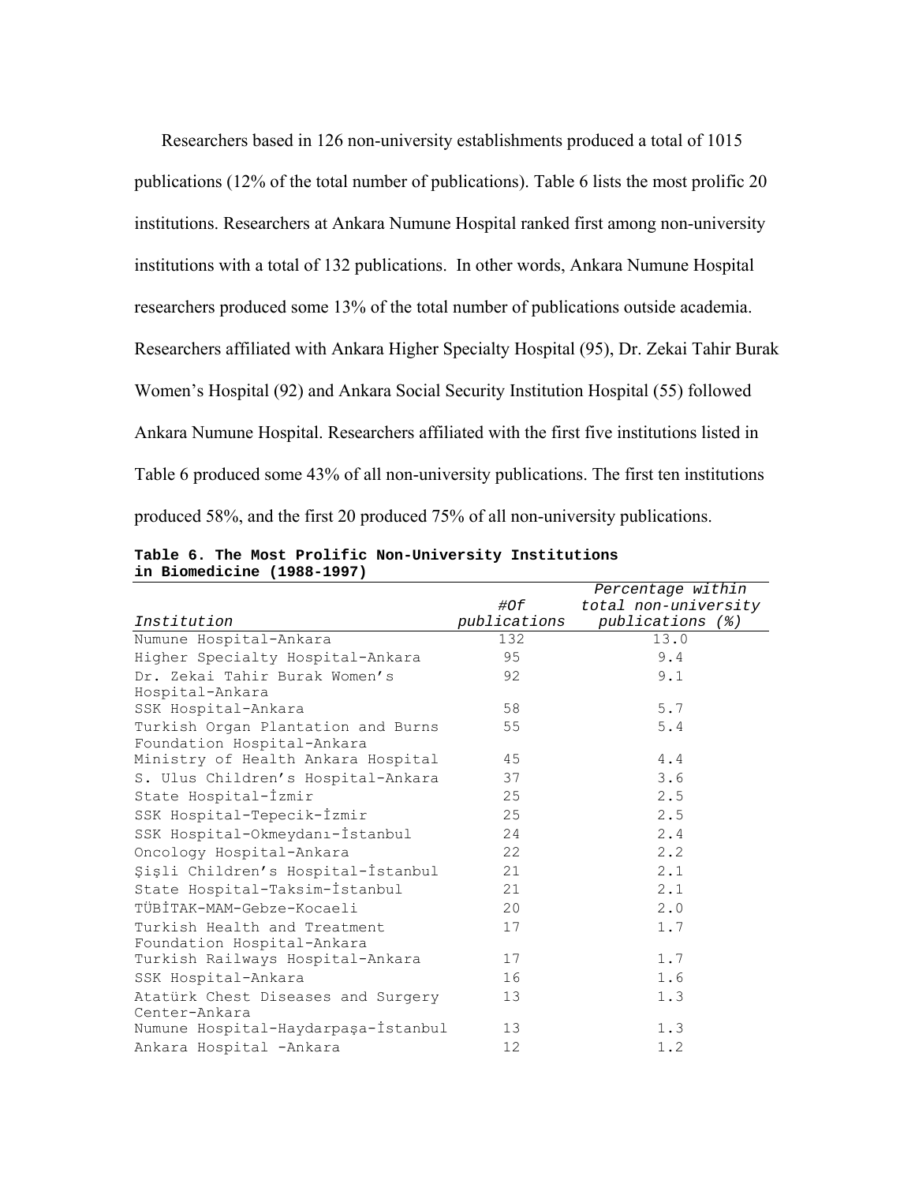Researchers based in 126 non-university establishments produced a total of 1015 publications (12% of the total number of publications). Table 6 lists the most prolific 20 institutions. Researchers at Ankara Numune Hospital ranked first among non-university institutions with a total of 132 publications. In other words, Ankara Numune Hospital researchers produced some 13% of the total number of publications outside academia. Researchers affiliated with Ankara Higher Specialty Hospital (95), Dr. Zekai Tahir Burak Women's Hospital (92) and Ankara Social Security Institution Hospital (55) followed Ankara Numune Hospital. Researchers affiliated with the first five institutions listed in Table 6 produced some 43% of all non-university publications. The first ten institutions produced 58%, and the first 20 produced 75% of all non-university publications.

**Table 6. The Most Prolific Non-University Institutions in Biomedicine (1988-1997)**

| *Institution* | *#Of publications* | *Percentage within total non-university publications (%)* |
|---|---|---|
| Numune Hospital-Ankara | 132 | 13.0 |
| Higher Specialty Hospital-Ankara | 95 | 9.4 |
| Dr. Zekai Tahir Burak Women's Hospital-Ankara | 92 | 9.1 |
| SSK Hospital-Ankara | 58 | 5.7 |
| Turkish Organ Plantation and Burns Foundation Hospital-Ankara | 55 | 5.4 |
| Ministry of Health Ankara Hospital | 45 | 4.4 |
| S. Ulus Children's Hospital-Ankara | 37 | 3.6 |
| State Hospital-İzmir | 25 | 2.5 |
| SSK Hospital-Tepecik-İzmir | 25 | 2.5 |
| SSK Hospital-Okmeydanı-İstanbul | 24 | 2.4 |
| Oncology Hospital-Ankara | 22 | 2.2 |
| Şişli Children's Hospital-İstanbul | 21 | 2.1 |
| State Hospital-Taksim-İstanbul | 21 | 2.1 |
| TÜBİTAK-MAM-Gebze-Kocaeli | 20 | 2.0 |
| Turkish Health and Treatment Foundation Hospital-Ankara | 17 | 1.7 |
| Turkish Railways Hospital-Ankara | 17 | 1.7 |
| SSK Hospital-Ankara | 16 | 1.6 |
| Atatürk Chest Diseases and Surgery Center-Ankara | 13 | 1.3 |
| Numune Hospital-Haydarpaşa-İstanbul | 13 | 1.3 |
| Ankara Hospital -Ankara | 12 | 1.2 |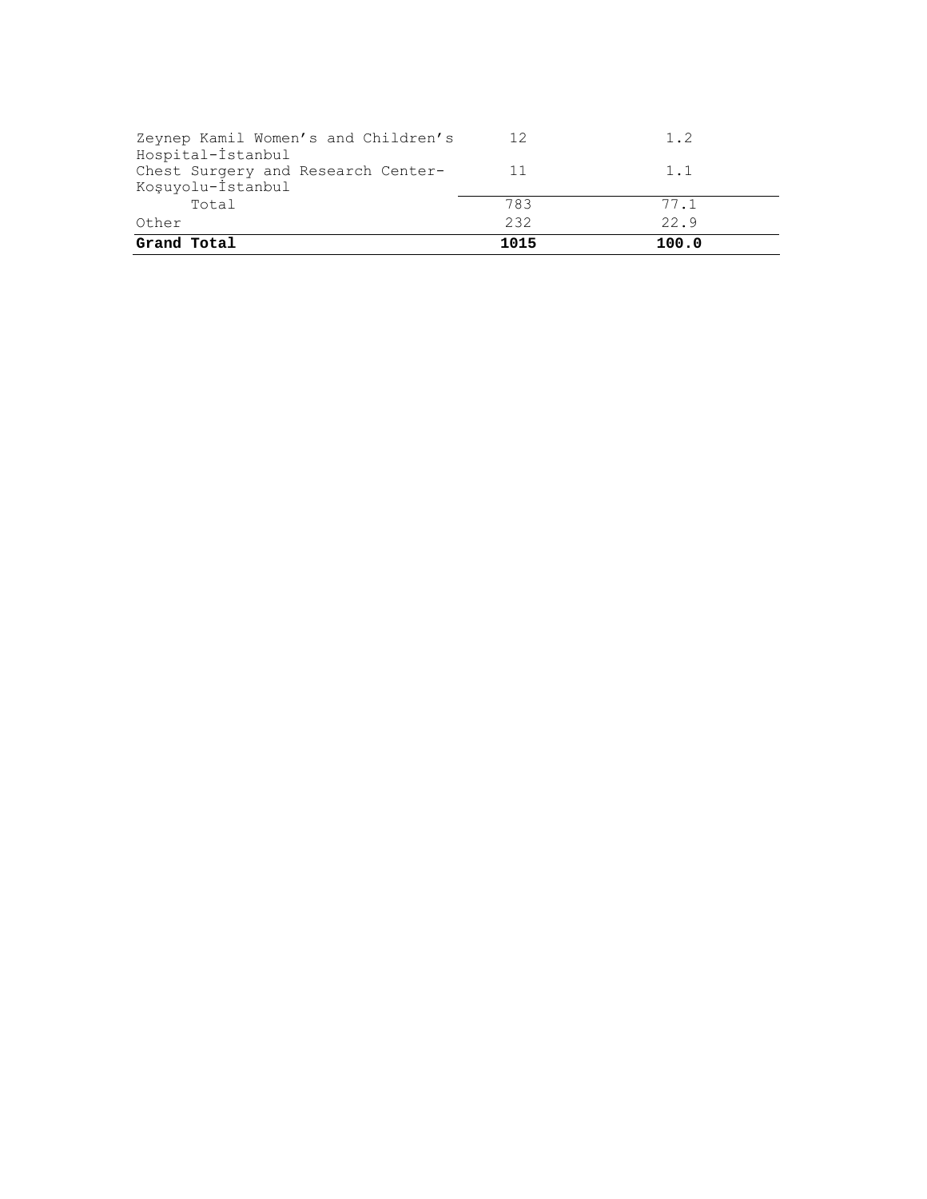| | | |
|---|---|---|
| Zeynep Kamil Women's and Children's Hospital-İstanbul | 12 | 1.2 |
| Chest Surgery and Research Center-Koşuyolu-İstanbul | 11 | 1.1 |
| Total | 783 | 77.1 |
| Other | 232 | 22.9 |
| **Grand Total** | **1015** | **100.0** |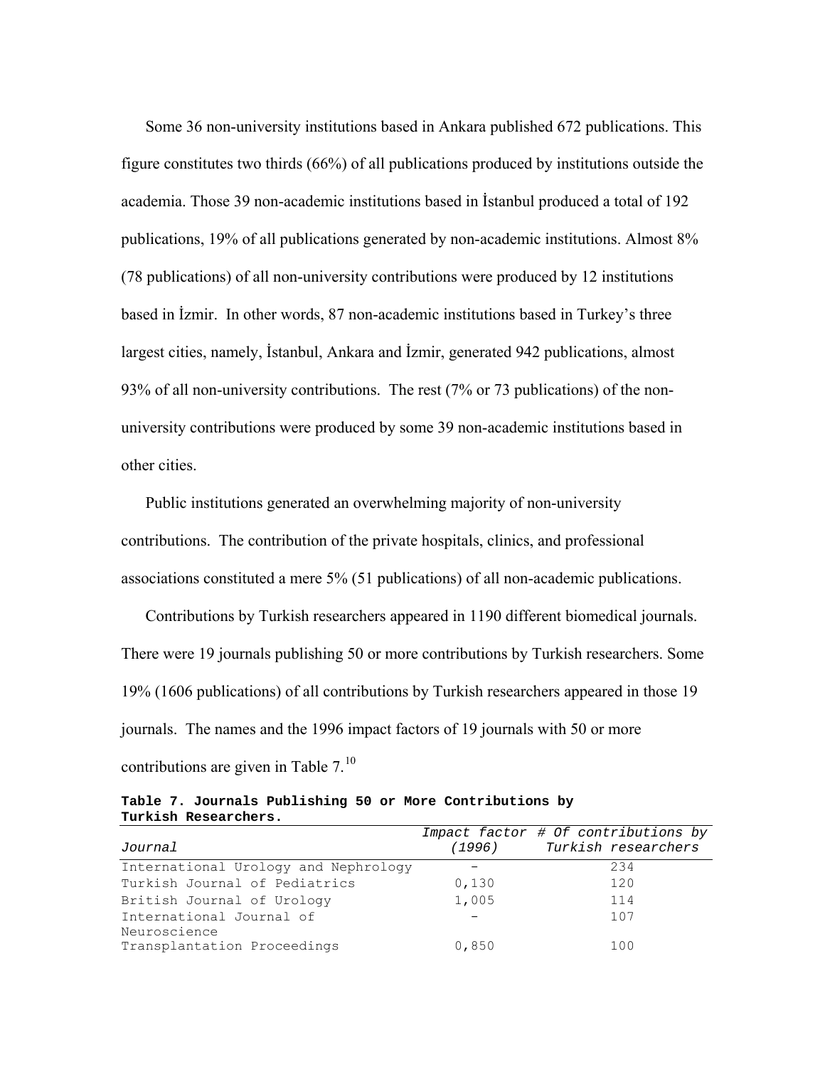Some 36 non-university institutions based in Ankara published 672 publications. This figure constitutes two thirds (66%) of all publications produced by institutions outside the academia. Those 39 non-academic institutions based in İstanbul produced a total of 192 publications, 19% of all publications generated by non-academic institutions. Almost 8% (78 publications) of all non-university contributions were produced by 12 institutions based in İzmir. In other words, 87 non-academic institutions based in Turkey's three largest cities, namely, İstanbul, Ankara and İzmir, generated 942 publications, almost 93% of all non-university contributions. The rest (7% or 73 publications) of the non-university contributions were produced by some 39 non-academic institutions based in other cities.

Public institutions generated an overwhelming majority of non-university contributions. The contribution of the private hospitals, clinics, and professional associations constituted a mere 5% (51 publications) of all non-academic publications.

Contributions by Turkish researchers appeared in 1190 different biomedical journals. There were 19 journals publishing 50 or more contributions by Turkish researchers. Some 19% (1606 publications) of all contributions by Turkish researchers appeared in those 19 journals. The names and the 1996 impact factors of 19 journals with 50 or more contributions are given in Table 7.[10]

**Table 7. Journals Publishing 50 or More Contributions by Turkish Researchers.**

| *Journal* | *Impact factor (1996)* | *# Of contributions by Turkish researchers* |
|---|---|---|
| International Urology and Nephrology | - | 234 |
| Turkish Journal of Pediatrics | 0,130 | 120 |
| British Journal of Urology | 1,005 | 114 |
| International Journal of Neuroscience | - | 107 |
| Transplantation Proceedings | 0,850 | 100 |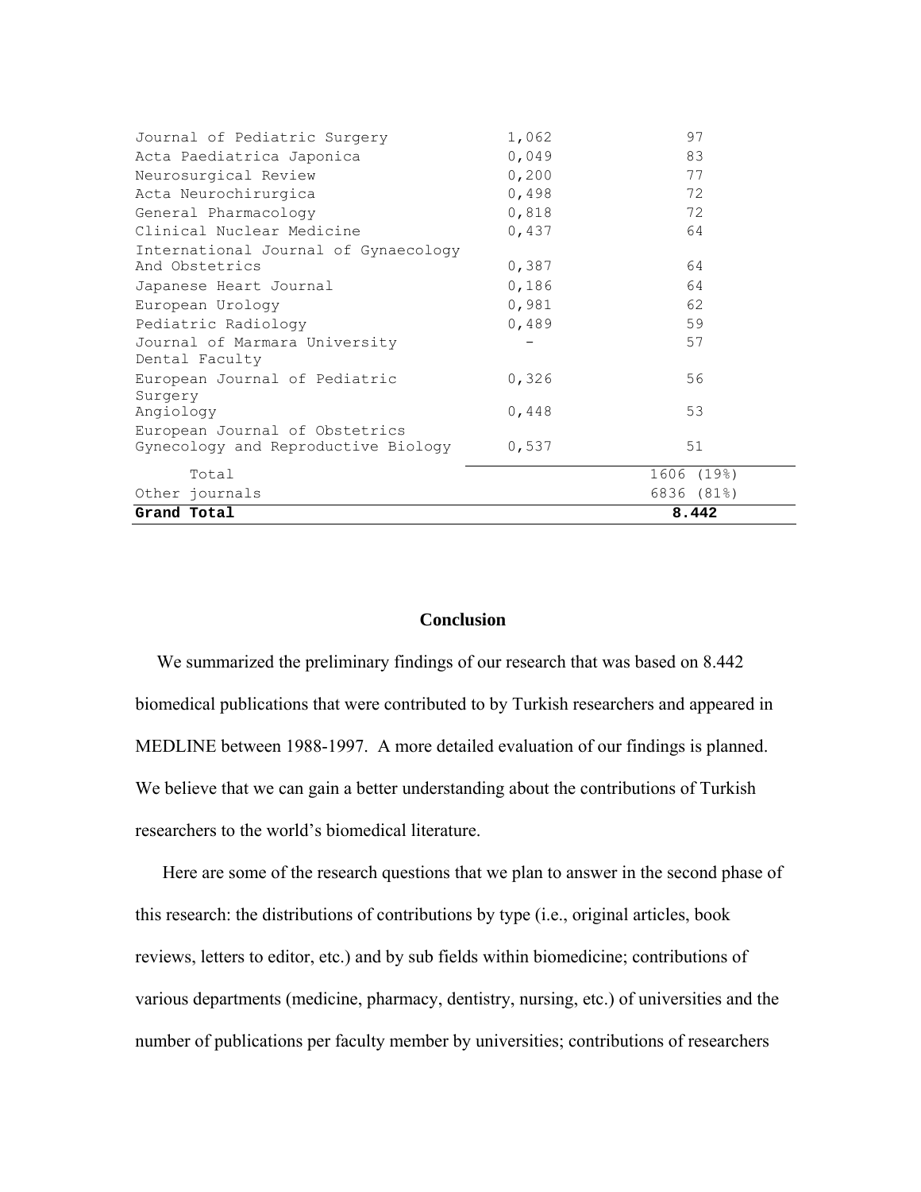| | | |
|---|---|---|
| Journal of Pediatric Surgery | 1,062 | 97 |
| Acta Paediatrica Japonica | 0,049 | 83 |
| Neurosurgical Review | 0,200 | 77 |
| Acta Neurochirurgica | 0,498 | 72 |
| General Pharmacology | 0,818 | 72 |
| Clinical Nuclear Medicine | 0,437 | 64 |
| International Journal of Gynaecology And Obstetrics | 0,387 | 64 |
| Japanese Heart Journal | 0,186 | 64 |
| European Urology | 0,981 | 62 |
| Pediatric Radiology | 0,489 | 59 |
| Journal of Marmara University Dental Faculty | - | 57 |
| European Journal of Pediatric Surgery | 0,326 | 56 |
| Angiology | 0,448 | 53 |
| European Journal of Obstetrics Gynecology and Reproductive Biology | 0,537 | 51 |
| Total | | 1606 (19%) |
| Other journals | | 6836 (81%) |
| **Grand Total** | | **8.442** |

## Conclusion

We summarized the preliminary findings of our research that was based on 8.442 biomedical publications that were contributed to by Turkish researchers and appeared in MEDLINE between 1988-1997. A more detailed evaluation of our findings is planned. We believe that we can gain a better understanding about the contributions of Turkish researchers to the world's biomedical literature.

Here are some of the research questions that we plan to answer in the second phase of this research: the distributions of contributions by type (i.e., original articles, book reviews, letters to editor, etc.) and by sub fields within biomedicine; contributions of various departments (medicine, pharmacy, dentistry, nursing, etc.) of universities and the number of publications per faculty member by universities; contributions of researchers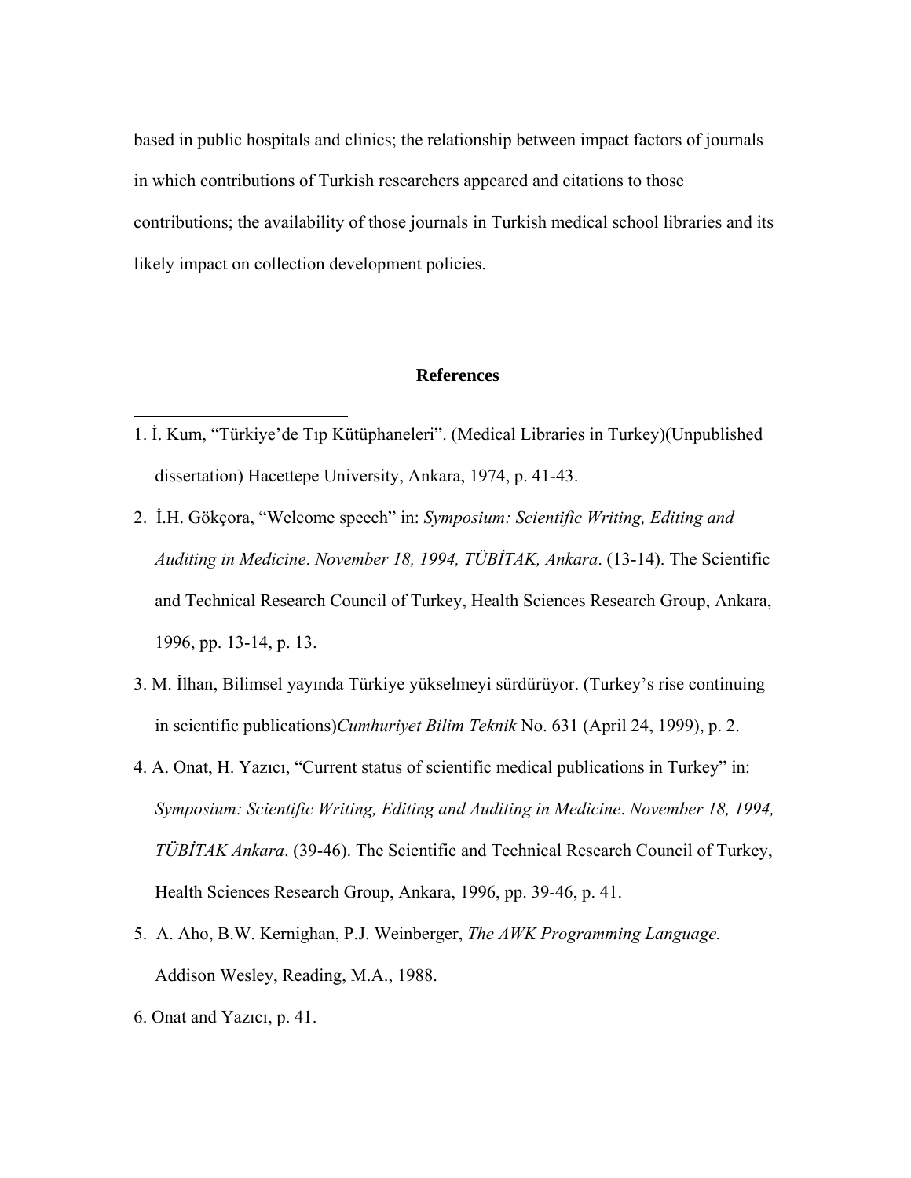based in public hospitals and clinics; the relationship between impact factors of journals in which contributions of Turkish researchers appeared and citations to those contributions; the availability of those journals in Turkish medical school libraries and its likely impact on collection development policies.

## References

1. İ. Kum, "Türkiye'de Tıp Kütüphaneleri". (Medical Libraries in Turkey)(Unpublished dissertation) Hacettepe University, Ankara, 1974, p. 41-43.

2. İ.H. Gökçora, "Welcome speech" in: *Symposium: Scientific Writing, Editing and Auditing in Medicine*. *November 18, 1994, TÜBİTAK, Ankara*. (13-14). The Scientific and Technical Research Council of Turkey, Health Sciences Research Group, Ankara, 1996, pp. 13-14, p. 13.

3. M. İlhan, Bilimsel yayında Türkiye yükselmeyi sürdürüyor. (Turkey's rise continuing in scientific publications)*Cumhuriyet Bilim Teknik* No. 631 (April 24, 1999), p. 2.

4. A. Onat, H. Yazıcı, "Current status of scientific medical publications in Turkey" in: *Symposium: Scientific Writing, Editing and Auditing in Medicine*. *November 18, 1994, TÜBİTAK Ankara*. (39-46). The Scientific and Technical Research Council of Turkey, Health Sciences Research Group, Ankara, 1996, pp. 39-46, p. 41.

5. A. Aho, B.W. Kernighan, P.J. Weinberger, *The AWK Programming Language.* Addison Wesley, Reading, M.A., 1988.

6. Onat and Yazıcı, p. 41.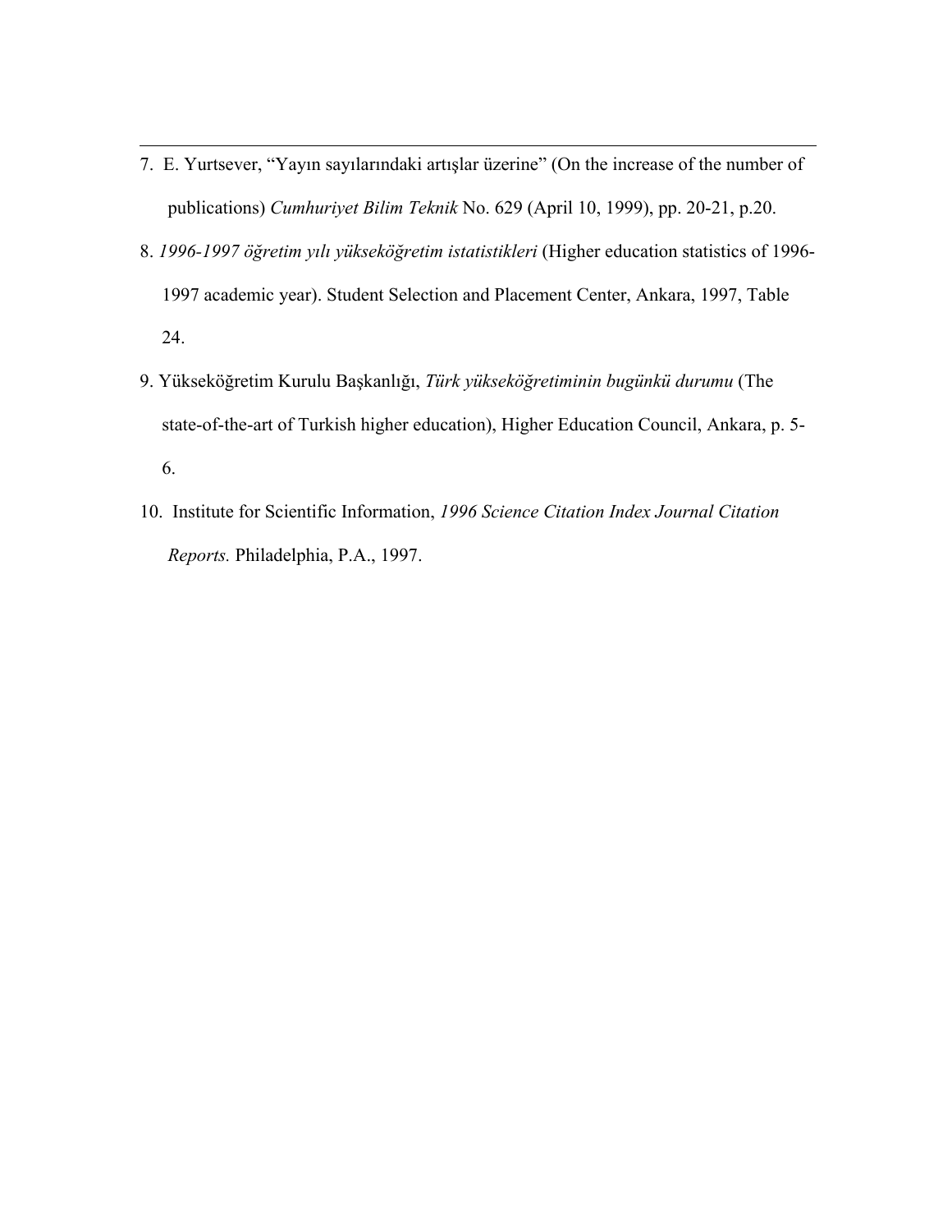7. E. Yurtsever, "Yayın sayılarındaki artışlar üzerine" (On the increase of the number of publications) *Cumhuriyet Bilim Teknik* No. 629 (April 10, 1999), pp. 20-21, p.20.

8. *1996-1997 öğretim yılı yükseköğretim istatistikleri* (Higher education statistics of 1996-1997 academic year). Student Selection and Placement Center, Ankara, 1997, Table 24.

9. Yükseköğretim Kurulu Başkanlığı, *Türk yükseköğretiminin bugünkü durumu* (The state-of-the-art of Turkish higher education), Higher Education Council, Ankara, p. 5-6.

10. Institute for Scientific Information, *1996 Science Citation Index Journal Citation Reports.* Philadelphia, P.A., 1997.